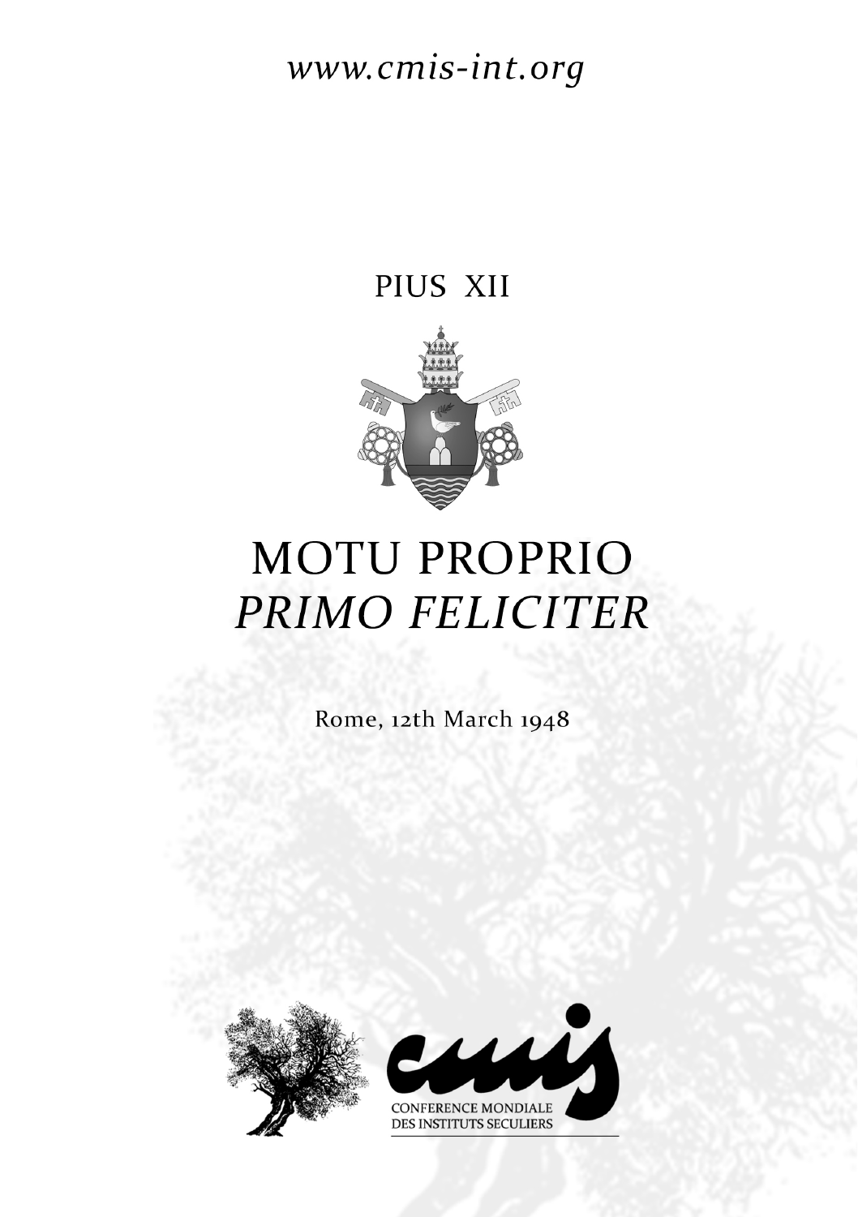www.cmis-int.org

PIUS XII

# MOTU PROPRIO
# *PRIMO FELICITER*

Rome, 12th March 1948

CONFERENCE MONDIALE
DES INSTITUTS SECULIERS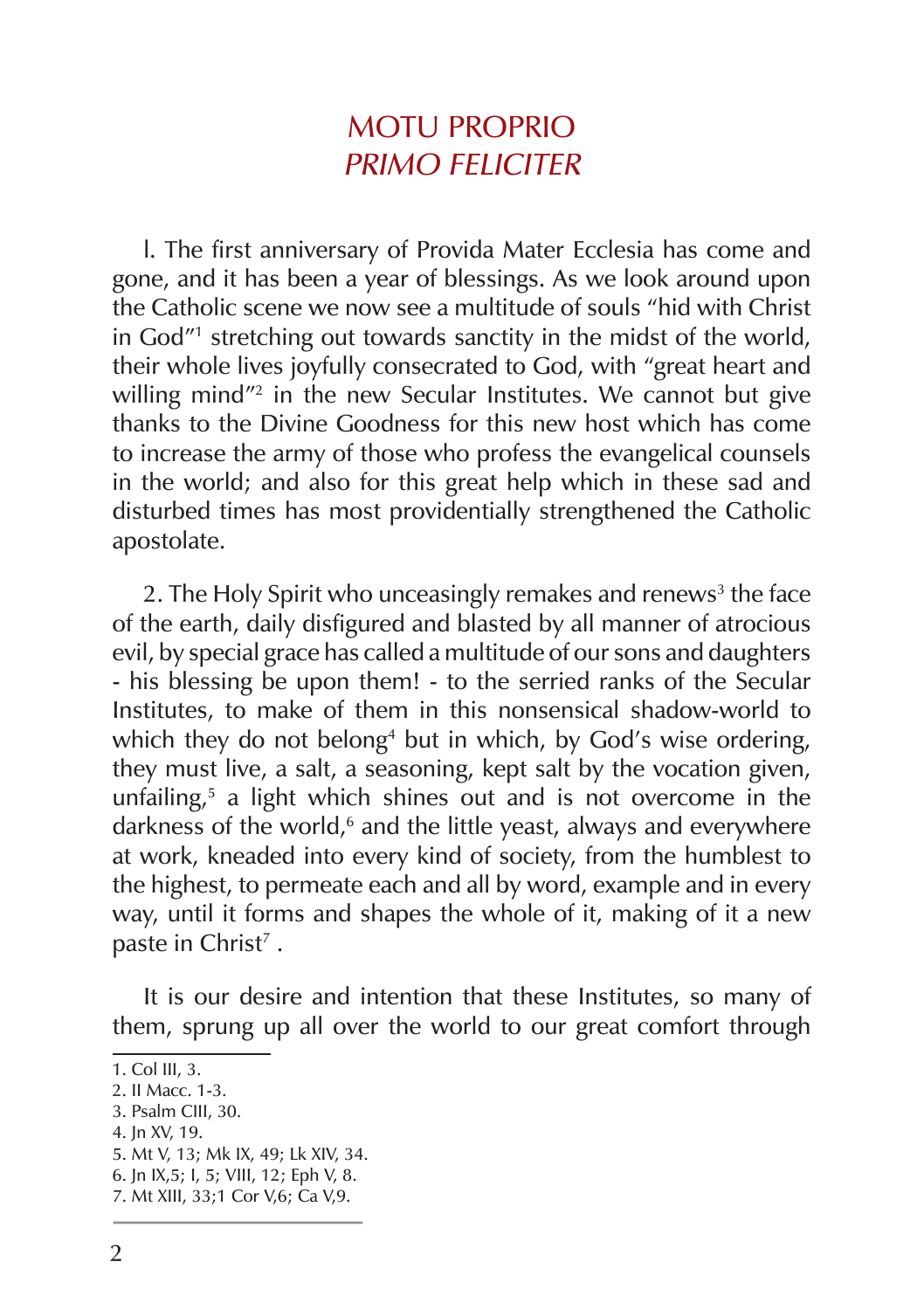# MOTU PROPRIO
# *PRIMO FELICITER*

I. The first anniversary of Provida Mater Ecclesia has come and gone, and it has been a year of blessings. As we look around upon the Catholic scene we now see a multitude of souls "hid with Christ in God"[1] stretching out towards sanctity in the midst of the world, their whole lives joyfully consecrated to God, with "great heart and willing mind"[2] in the new Secular Institutes. We cannot but give thanks to the Divine Goodness for this new host which has come to increase the army of those who profess the evangelical counsels in the world; and also for this great help which in these sad and disturbed times has most providentially strengthened the Catholic apostolate.

2. The Holy Spirit who unceasingly remakes and renews[3] the face of the earth, daily disfigured and blasted by all manner of atrocious evil, by special grace has called a multitude of our sons and daughters - his blessing be upon them! - to the serried ranks of the Secular Institutes, to make of them in this nonsensical shadow-world to which they do not belong[4] but in which, by God's wise ordering, they must live, a salt, a seasoning, kept salt by the vocation given, unfailing,[5] a light which shines out and is not overcome in the darkness of the world,[6] and the little yeast, always and everywhere at work, kneaded into every kind of society, from the humblest to the highest, to permeate each and all by word, example and in every way, until it forms and shapes the whole of it, making of it a new paste in Christ[7] .

It is our desire and intention that these Institutes, so many of them, sprung up all over the world to our great comfort through

---

1. Col III, 3.
2. II Macc. 1-3.
3. Psalm CIII, 30.
4. Jn XV, 19.
5. Mt V, 13; Mk IX, 49; Lk XIV, 34.
6. Jn IX,5; I, 5; VIII, 12; Eph V, 8.
7. Mt XIII, 33;1 Cor V,6; Ca V,9.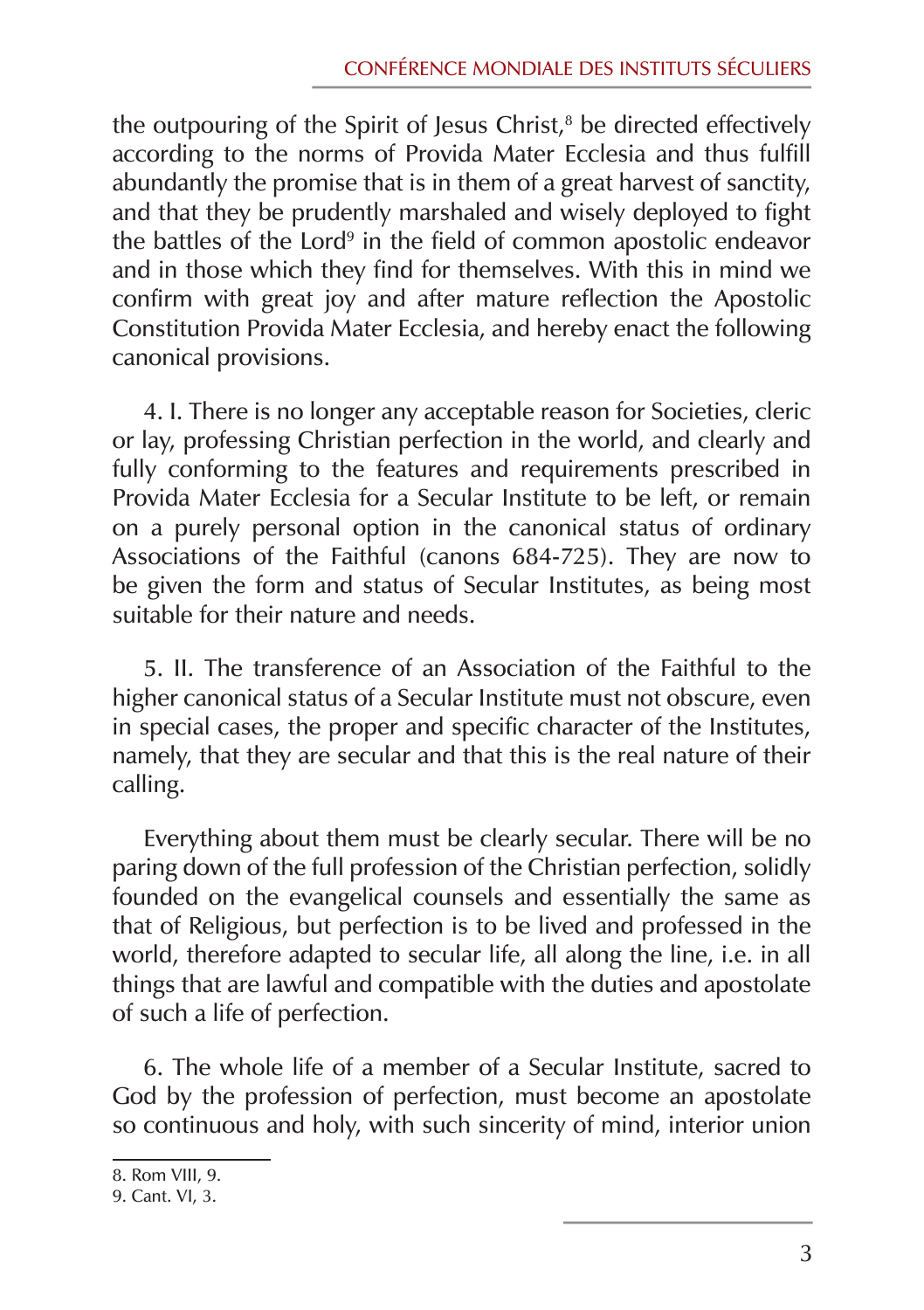the outpouring of the Spirit of Jesus Christ,[8] be directed effectively according to the norms of Provida Mater Ecclesia and thus fulfill abundantly the promise that is in them of a great harvest of sanctity, and that they be prudently marshaled and wisely deployed to fight the battles of the Lord[9] in the field of common apostolic endeavor and in those which they find for themselves. With this in mind we confirm with great joy and after mature reflection the Apostolic Constitution Provida Mater Ecclesia, and hereby enact the following canonical provisions.

4. I. There is no longer any acceptable reason for Societies, cleric or lay, professing Christian perfection in the world, and clearly and fully conforming to the features and requirements prescribed in Provida Mater Ecclesia for a Secular Institute to be left, or remain on a purely personal option in the canonical status of ordinary Associations of the Faithful (canons 684-725). They are now to be given the form and status of Secular Institutes, as being most suitable for their nature and needs.

5. II. The transference of an Association of the Faithful to the higher canonical status of a Secular Institute must not obscure, even in special cases, the proper and specific character of the Institutes, namely, that they are secular and that this is the real nature of their calling.

Everything about them must be clearly secular. There will be no paring down of the full profession of the Christian perfection, solidly founded on the evangelical counsels and essentially the same as that of Religious, but perfection is to be lived and professed in the world, therefore adapted to secular life, all along the line, i.e. in all things that are lawful and compatible with the duties and apostolate of such a life of perfection.

6. The whole life of a member of a Secular Institute, sacred to God by the profession of perfection, must become an apostolate so continuous and holy, with such sincerity of mind, interior union

8. Rom VIII, 9.
9. Cant. VI, 3.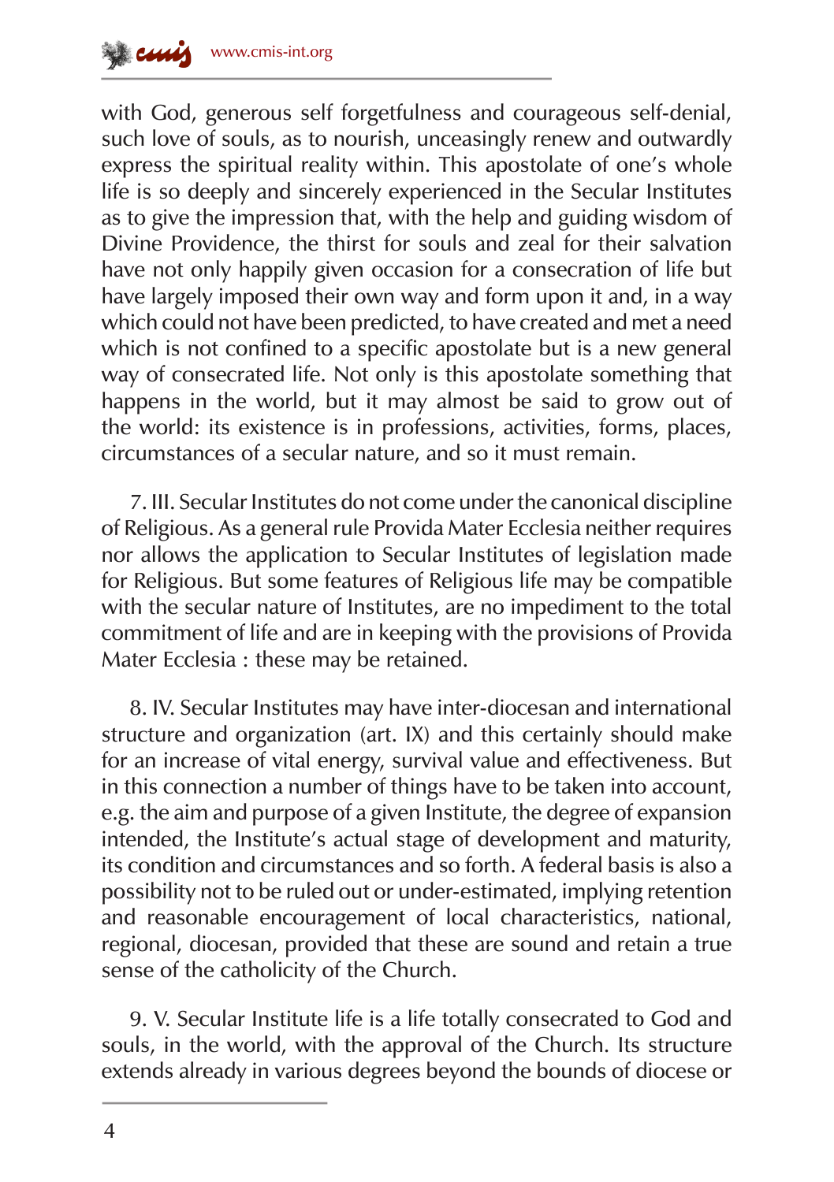with God, generous self forgetfulness and courageous self-denial, such love of souls, as to nourish, unceasingly renew and outwardly express the spiritual reality within. This apostolate of one's whole life is so deeply and sincerely experienced in the Secular Institutes as to give the impression that, with the help and guiding wisdom of Divine Providence, the thirst for souls and zeal for their salvation have not only happily given occasion for a consecration of life but have largely imposed their own way and form upon it and, in a way which could not have been predicted, to have created and met a need which is not confined to a specific apostolate but is a new general way of consecrated life. Not only is this apostolate something that happens in the world, but it may almost be said to grow out of the world: its existence is in professions, activities, forms, places, circumstances of a secular nature, and so it must remain.

7. III. Secular Institutes do not come under the canonical discipline of Religious. As a general rule Provida Mater Ecclesia neither requires nor allows the application to Secular Institutes of legislation made for Religious. But some features of Religious life may be compatible with the secular nature of Institutes, are no impediment to the total commitment of life and are in keeping with the provisions of Provida Mater Ecclesia : these may be retained.

8. IV. Secular Institutes may have inter-diocesan and international structure and organization (art. IX) and this certainly should make for an increase of vital energy, survival value and effectiveness. But in this connection a number of things have to be taken into account, e.g. the aim and purpose of a given Institute, the degree of expansion intended, the Institute's actual stage of development and maturity, its condition and circumstances and so forth. A federal basis is also a possibility not to be ruled out or under-estimated, implying retention and reasonable encouragement of local characteristics, national, regional, diocesan, provided that these are sound and retain a true sense of the catholicity of the Church.

9. V. Secular Institute life is a life totally consecrated to God and souls, in the world, with the approval of the Church. Its structure extends already in various degrees beyond the bounds of diocese or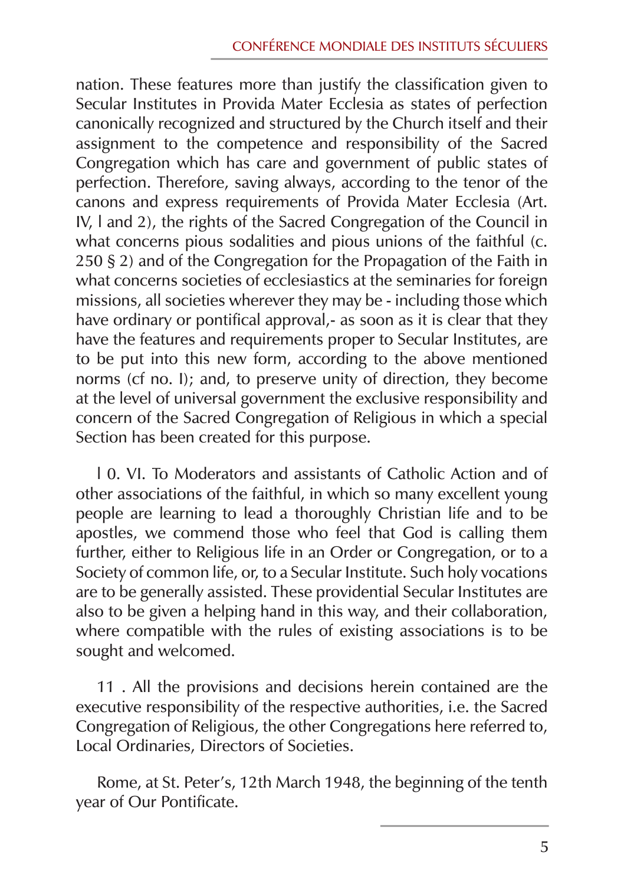nation. These features more than justify the classification given to Secular Institutes in Provida Mater Ecclesia as states of perfection canonically recognized and structured by the Church itself and their assignment to the competence and responsibility of the Sacred Congregation which has care and government of public states of perfection. Therefore, saving always, according to the tenor of the canons and express requirements of Provida Mater Ecclesia (Art. IV, l and 2), the rights of the Sacred Congregation of the Council in what concerns pious sodalities and pious unions of the faithful (c. 250 § 2) and of the Congregation for the Propagation of the Faith in what concerns societies of ecclesiastics at the seminaries for foreign missions, all societies wherever they may be - including those which have ordinary or pontifical approval,- as soon as it is clear that they have the features and requirements proper to Secular Institutes, are to be put into this new form, according to the above mentioned norms (cf no. I); and, to preserve unity of direction, they become at the level of universal government the exclusive responsibility and concern of the Sacred Congregation of Religious in which a special Section has been created for this purpose.

l 0. VI. To Moderators and assistants of Catholic Action and of other associations of the faithful, in which so many excellent young people are learning to lead a thoroughly Christian life and to be apostles, we commend those who feel that God is calling them further, either to Religious life in an Order or Congregation, or to a Society of common life, or, to a Secular Institute. Such holy vocations are to be generally assisted. These providential Secular Institutes are also to be given a helping hand in this way, and their collaboration, where compatible with the rules of existing associations is to be sought and welcomed.

11 . All the provisions and decisions herein contained are the executive responsibility of the respective authorities, i.e. the Sacred Congregation of Religious, the other Congregations here referred to, Local Ordinaries, Directors of Societies.

Rome, at St. Peter's, 12th March 1948, the beginning of the tenth year of Our Pontificate.